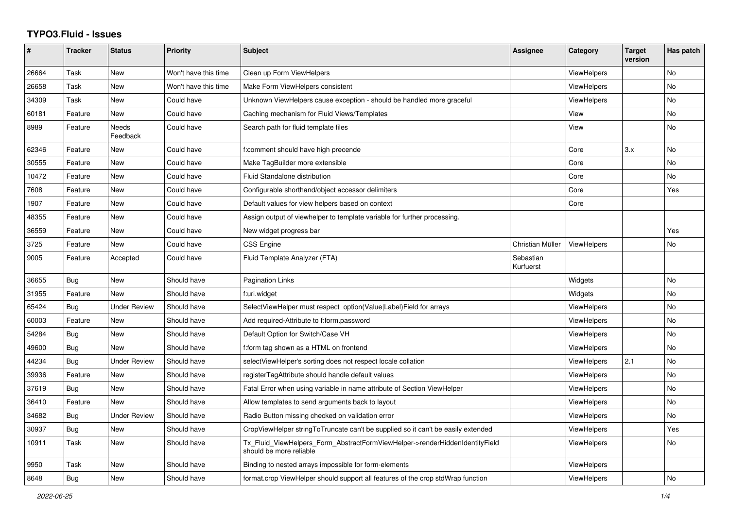# TYPO3.Fluid - Issues

| # | Tracker | Status | Priority | Subject | Assignee | Category | Target version | Has patch |
|---|---|---|---|---|---|---|---|---|
| 26664 | Task | New | Won't have this time | Clean up Form ViewHelpers | | ViewHelpers | | No |
| 26658 | Task | New | Won't have this time | Make Form ViewHelpers consistent | | ViewHelpers | | No |
| 34309 | Task | New | Could have | Unknown ViewHelpers cause exception - should be handled more graceful | | ViewHelpers | | No |
| 60181 | Feature | New | Could have | Caching mechanism for Fluid Views/Templates | | View | | No |
| 8989 | Feature | Needs Feedback | Could have | Search path for fluid template files | | View | | No |
| 62346 | Feature | New | Could have | f:comment should have high precende | | Core | 3.x | No |
| 30555 | Feature | New | Could have | Make TagBuilder more extensible | | Core | | No |
| 10472 | Feature | New | Could have | Fluid Standalone distribution | | Core | | No |
| 7608 | Feature | New | Could have | Configurable shorthand/object accessor delimiters | | Core | | Yes |
| 1907 | Feature | New | Could have | Default values for view helpers based on context | | Core | | |
| 48355 | Feature | New | Could have | Assign output of viewhelper to template variable for further processing. | | | | |
| 36559 | Feature | New | Could have | New widget progress bar | | | | Yes |
| 3725 | Feature | New | Could have | CSS Engine | Christian Müller | ViewHelpers | | No |
| 9005 | Feature | Accepted | Could have | Fluid Template Analyzer (FTA) | Sebastian Kurfuerst | | | |
| 36655 | Bug | New | Should have | Pagination Links | | Widgets | | No |
| 31955 | Feature | New | Should have | f:uri.widget | | Widgets | | No |
| 65424 | Bug | Under Review | Should have | SelectViewHelper must respect option(Value\|Label)Field for arrays | | ViewHelpers | | No |
| 60003 | Feature | New | Should have | Add required-Attribute to f:form.password | | ViewHelpers | | No |
| 54284 | Bug | New | Should have | Default Option for Switch/Case VH | | ViewHelpers | | No |
| 49600 | Bug | New | Should have | f:form tag shown as a HTML on frontend | | ViewHelpers | | No |
| 44234 | Bug | Under Review | Should have | selectViewHelper's sorting does not respect locale collation | | ViewHelpers | 2.1 | No |
| 39936 | Feature | New | Should have | registerTagAttribute should handle default values | | ViewHelpers | | No |
| 37619 | Bug | New | Should have | Fatal Error when using variable in name attribute of Section ViewHelper | | ViewHelpers | | No |
| 36410 | Feature | New | Should have | Allow templates to send arguments back to layout | | ViewHelpers | | No |
| 34682 | Bug | Under Review | Should have | Radio Button missing checked on validation error | | ViewHelpers | | No |
| 30937 | Bug | New | Should have | CropViewHelper stringToTruncate can't be supplied so it can't be easily extended | | ViewHelpers | | Yes |
| 10911 | Task | New | Should have | Tx_Fluid_ViewHelpers_Form_AbstractFormViewHelper->renderHiddenIdentityField should be more reliable | | ViewHelpers | | No |
| 9950 | Task | New | Should have | Binding to nested arrays impossible for form-elements | | ViewHelpers | | |
| 8648 | Bug | New | Should have | format.crop ViewHelper should support all features of the crop stdWrap function | | ViewHelpers | | No |

2022-06-25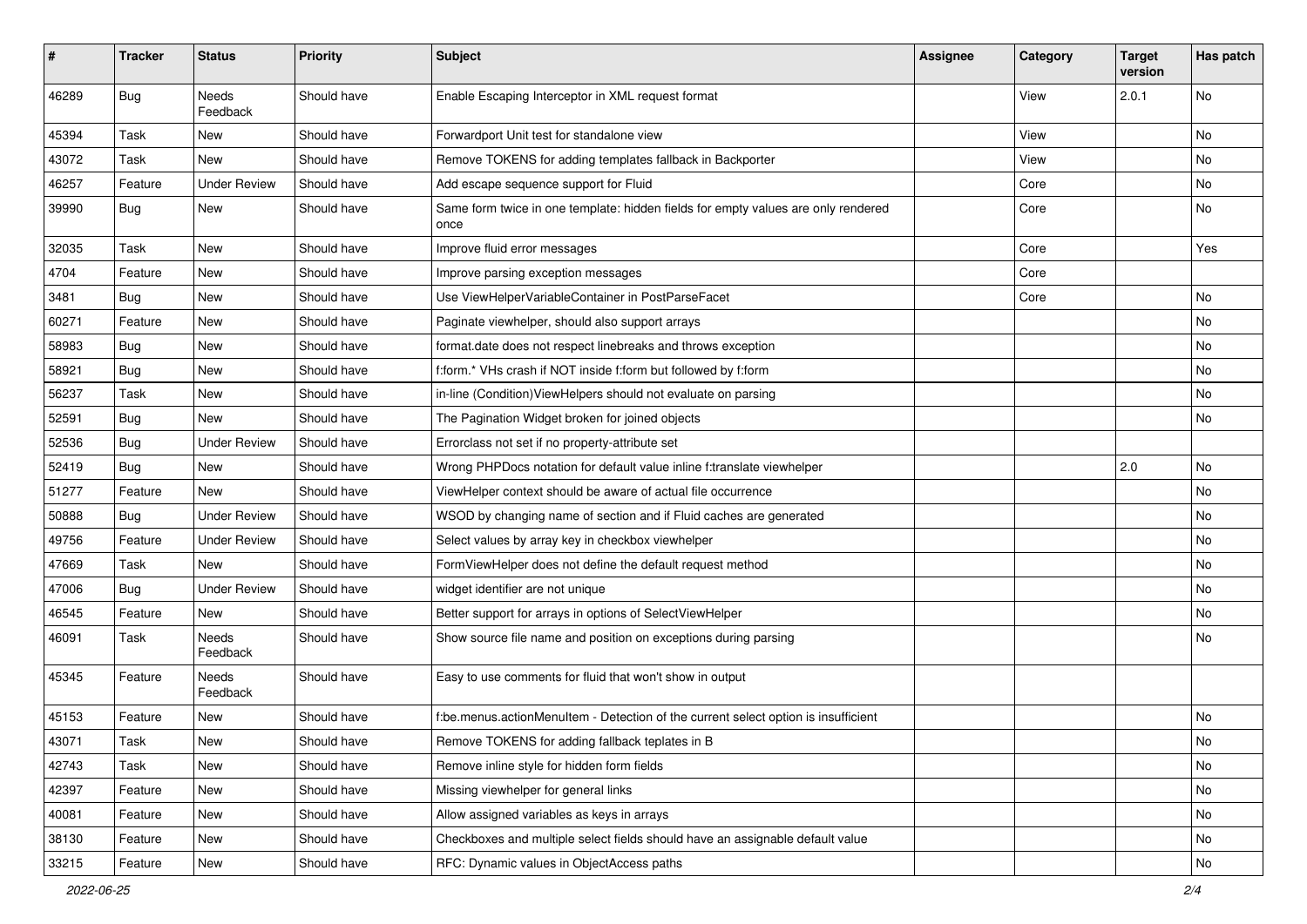| # | Tracker | Status | Priority | Subject | Assignee | Category | Target version | Has patch |
|---|---|---|---|---|---|---|---|---|
| 46289 | Bug | Needs Feedback | Should have | Enable Escaping Interceptor in XML request format | | View | 2.0.1 | No |
| 45394 | Task | New | Should have | Forwardport Unit test for standalone view | | View | | No |
| 43072 | Task | New | Should have | Remove TOKENS for adding templates fallback in Backporter | | View | | No |
| 46257 | Feature | Under Review | Should have | Add escape sequence support for Fluid | | Core | | No |
| 39990 | Bug | New | Should have | Same form twice in one template: hidden fields for empty values are only rendered once | | Core | | No |
| 32035 | Task | New | Should have | Improve fluid error messages | | Core | | Yes |
| 4704 | Feature | New | Should have | Improve parsing exception messages | | Core | | |
| 3481 | Bug | New | Should have | Use ViewHelperVariableContainer in PostParseFacet | | Core | | No |
| 60271 | Feature | New | Should have | Paginate viewhelper, should also support arrays | | | | No |
| 58983 | Bug | New | Should have | format.date does not respect linebreaks and throws exception | | | | No |
| 58921 | Bug | New | Should have | f:form.* VHs crash if NOT inside f:form but followed by f:form | | | | No |
| 56237 | Task | New | Should have | in-line (Condition)ViewHelpers should not evaluate on parsing | | | | No |
| 52591 | Bug | New | Should have | The Pagination Widget broken for joined objects | | | | No |
| 52536 | Bug | Under Review | Should have | Errorclass not set if no property-attribute set | | | | |
| 52419 | Bug | New | Should have | Wrong PHPDocs notation for default value inline f:translate viewhelper | | | 2.0 | No |
| 51277 | Feature | New | Should have | ViewHelper context should be aware of actual file occurrence | | | | No |
| 50888 | Bug | Under Review | Should have | WSOD by changing name of section and if Fluid caches are generated | | | | No |
| 49756 | Feature | Under Review | Should have | Select values by array key in checkbox viewhelper | | | | No |
| 47669 | Task | New | Should have | FormViewHelper does not define the default request method | | | | No |
| 47006 | Bug | Under Review | Should have | widget identifier are not unique | | | | No |
| 46545 | Feature | New | Should have | Better support for arrays in options of SelectViewHelper | | | | No |
| 46091 | Task | Needs Feedback | Should have | Show source file name and position on exceptions during parsing | | | | No |
| 45345 | Feature | Needs Feedback | Should have | Easy to use comments for fluid that won't show in output | | | | |
| 45153 | Feature | New | Should have | f:be.menus.actionMenuItem - Detection of the current select option is insufficient | | | | No |
| 43071 | Task | New | Should have | Remove TOKENS for adding fallback teplates in B | | | | No |
| 42743 | Task | New | Should have | Remove inline style for hidden form fields | | | | No |
| 42397 | Feature | New | Should have | Missing viewhelper for general links | | | | No |
| 40081 | Feature | New | Should have | Allow assigned variables as keys in arrays | | | | No |
| 38130 | Feature | New | Should have | Checkboxes and multiple select fields should have an assignable default value | | | | No |
| 33215 | Feature | New | Should have | RFC: Dynamic values in ObjectAccess paths | | | | No |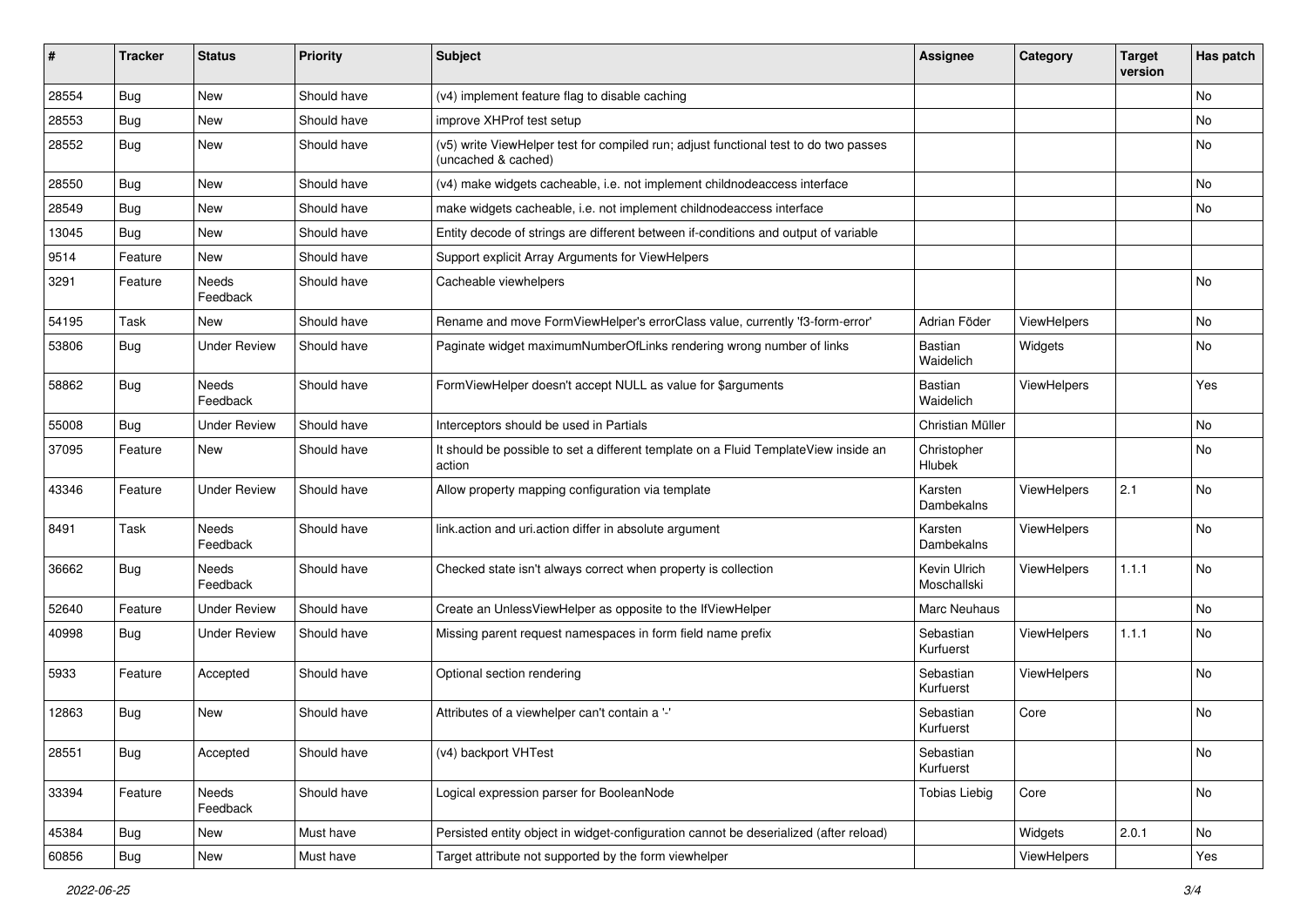| # | Tracker | Status | Priority | Subject | Assignee | Category | Target version | Has patch |
|---|---|---|---|---|---|---|---|---|
| 28554 | Bug | New | Should have | (v4) implement feature flag to disable caching | | | | No |
| 28553 | Bug | New | Should have | improve XHProf test setup | | | | No |
| 28552 | Bug | New | Should have | (v5) write ViewHelper test for compiled run; adjust functional test to do two passes (uncached & cached) | | | | No |
| 28550 | Bug | New | Should have | (v4) make widgets cacheable, i.e. not implement childnodeaccess interface | | | | No |
| 28549 | Bug | New | Should have | make widgets cacheable, i.e. not implement childnodeaccess interface | | | | No |
| 13045 | Bug | New | Should have | Entity decode of strings are different between if-conditions and output of variable | | | | |
| 9514 | Feature | New | Should have | Support explicit Array Arguments for ViewHelpers | | | | |
| 3291 | Feature | Needs Feedback | Should have | Cacheable viewhelpers | | | | No |
| 54195 | Task | New | Should have | Rename and move FormViewHelper's errorClass value, currently 'f3-form-error' | Adrian Föder | ViewHelpers | | No |
| 53806 | Bug | Under Review | Should have | Paginate widget maximumNumberOfLinks rendering wrong number of links | Bastian Waidelich | Widgets | | No |
| 58862 | Bug | Needs Feedback | Should have | FormViewHelper doesn't accept NULL as value for $arguments | Bastian Waidelich | ViewHelpers | | Yes |
| 55008 | Bug | Under Review | Should have | Interceptors should be used in Partials | Christian Müller | | | No |
| 37095 | Feature | New | Should have | It should be possible to set a different template on a Fluid TemplateView inside an action | Christopher Hlubek | | | No |
| 43346 | Feature | Under Review | Should have | Allow property mapping configuration via template | Karsten Dambekalns | ViewHelpers | 2.1 | No |
| 8491 | Task | Needs Feedback | Should have | link.action and uri.action differ in absolute argument | Karsten Dambekalns | ViewHelpers | | No |
| 36662 | Bug | Needs Feedback | Should have | Checked state isn't always correct when property is collection | Kevin Ulrich Moschallski | ViewHelpers | 1.1.1 | No |
| 52640 | Feature | Under Review | Should have | Create an UnlessViewHelper as opposite to the IfViewHelper | Marc Neuhaus | | | No |
| 40998 | Bug | Under Review | Should have | Missing parent request namespaces in form field name prefix | Sebastian Kurfuerst | ViewHelpers | 1.1.1 | No |
| 5933 | Feature | Accepted | Should have | Optional section rendering | Sebastian Kurfuerst | ViewHelpers | | No |
| 12863 | Bug | New | Should have | Attributes of a viewhelper can't contain a '-' | Sebastian Kurfuerst | Core | | No |
| 28551 | Bug | Accepted | Should have | (v4) backport VHTest | Sebastian Kurfuerst | | | No |
| 33394 | Feature | Needs Feedback | Should have | Logical expression parser for BooleanNode | Tobias Liebig | Core | | No |
| 45384 | Bug | New | Must have | Persisted entity object in widget-configuration cannot be deserialized (after reload) | | Widgets | 2.0.1 | No |
| 60856 | Bug | New | Must have | Target attribute not supported by the form viewhelper | | ViewHelpers | | Yes |

*2022-06-25*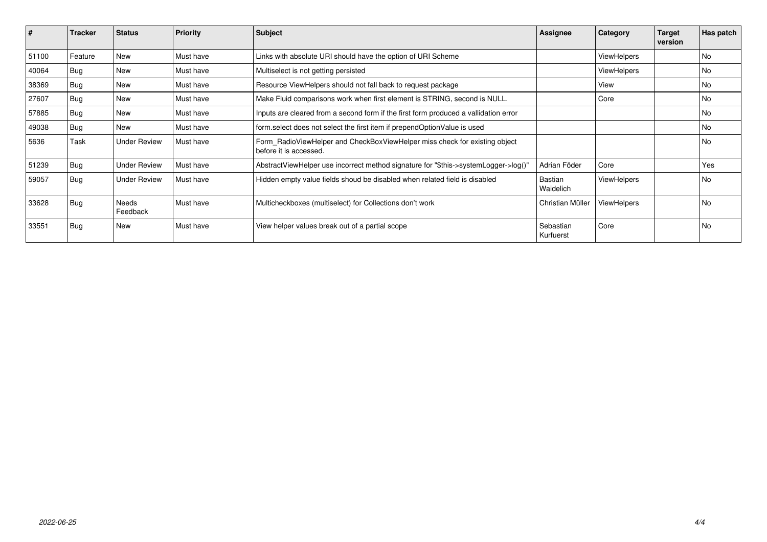| # | Tracker | Status | Priority | Subject | Assignee | Category | Target version | Has patch |
|---|---|---|---|---|---|---|---|---|
| 51100 | Feature | New | Must have | Links with absolute URI should have the option of URI Scheme | | ViewHelpers | | No |
| 40064 | Bug | New | Must have | Multiselect is not getting persisted | | ViewHelpers | | No |
| 38369 | Bug | New | Must have | Resource ViewHelpers should not fall back to request package | | View | | No |
| 27607 | Bug | New | Must have | Make Fluid comparisons work when first element is STRING, second is NULL. | | Core | | No |
| 57885 | Bug | New | Must have | Inputs are cleared from a second form if the first form produced a vallidation error | | | | No |
| 49038 | Bug | New | Must have | form.select does not select the first item if prependOptionValue is used | | | | No |
| 5636 | Task | Under Review | Must have | Form_RadioViewHelper and CheckBoxViewHelper miss check for existing object before it is accessed. | | | | No |
| 51239 | Bug | Under Review | Must have | AbstractViewHelper use incorrect method signature for "$this->systemLogger->log()" | Adrian Föder | Core | | Yes |
| 59057 | Bug | Under Review | Must have | Hidden empty value fields shoud be disabled when related field is disabled | Bastian Waidelich | ViewHelpers | | No |
| 33628 | Bug | Needs Feedback | Must have | Multicheckboxes (multiselect) for Collections don't work | Christian Müller | ViewHelpers | | No |
| 33551 | Bug | New | Must have | View helper values break out of a partial scope | Sebastian Kurfuerst | Core | | No |